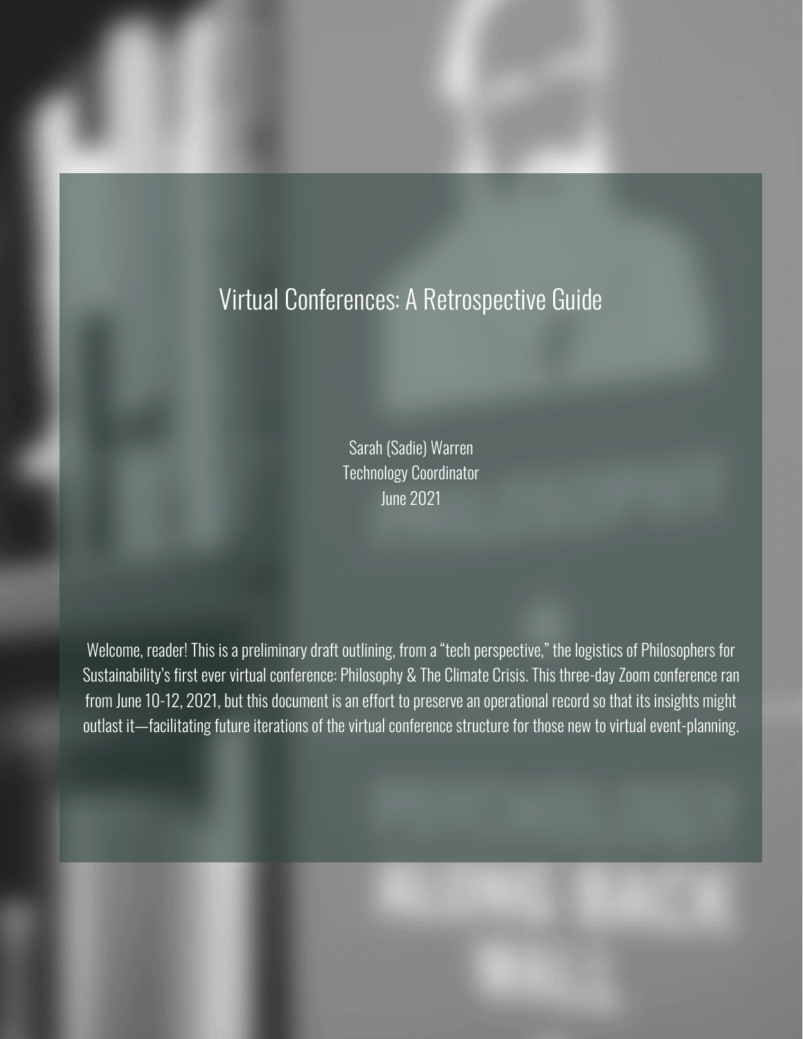# Virtual Conferences: A Retrospective Guide

Sarah (Sadie) Warren
Technology Coordinator
June 2021

Welcome, reader! This is a preliminary draft outlining, from a "tech perspective," the logistics of Philosophers for Sustainability's first ever virtual conference: Philosophy & The Climate Crisis. This three-day Zoom conference ran from June 10-12, 2021, but this document is an effort to preserve an operational record so that its insights might outlast it—facilitating future iterations of the virtual conference structure for those new to virtual event-planning.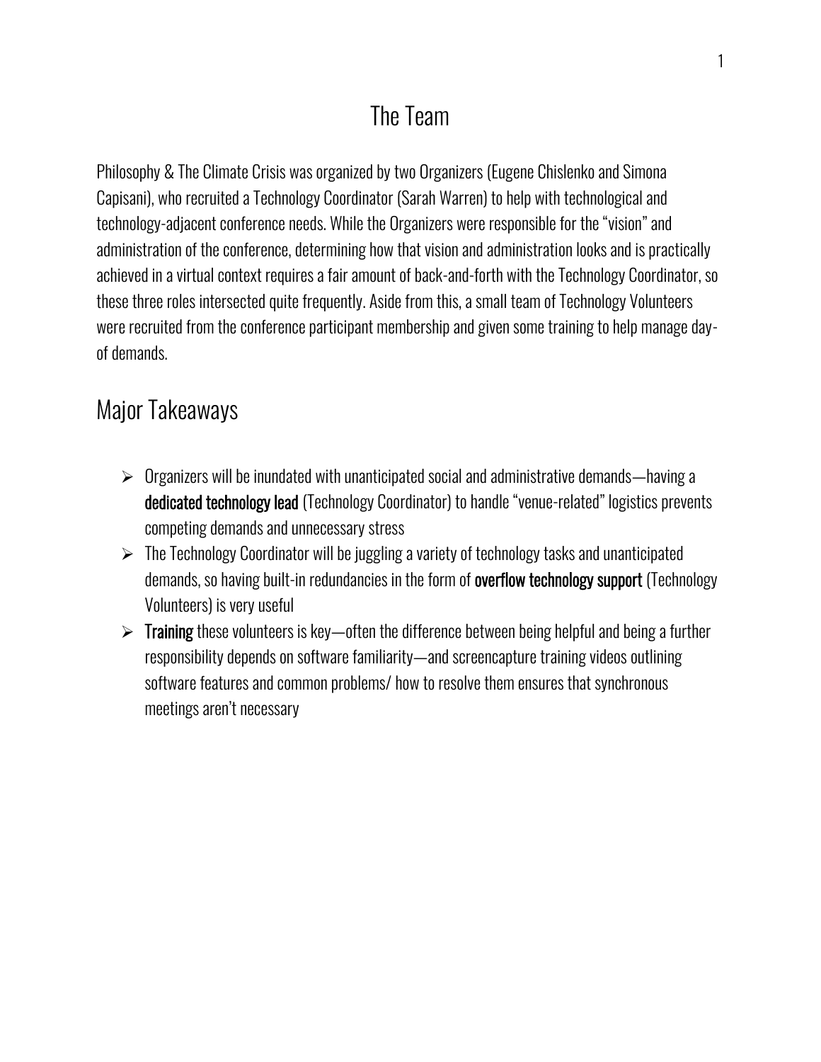# The Team

Philosophy & The Climate Crisis was organized by two Organizers (Eugene Chislenko and Simona Capisani), who recruited a Technology Coordinator (Sarah Warren) to help with technological and technology-adjacent conference needs. While the Organizers were responsible for the "vision" and administration of the conference, determining how that vision and administration looks and is practically achieved in a virtual context requires a fair amount of back-and-forth with the Technology Coordinator, so these three roles intersected quite frequently. Aside from this, a small team of Technology Volunteers were recruited from the conference participant membership and given some training to help manage day-of demands.

## Major Takeaways

- Organizers will be inundated with unanticipated social and administrative demands—having a **dedicated technology lead** (Technology Coordinator) to handle "venue-related" logistics prevents competing demands and unnecessary stress
- The Technology Coordinator will be juggling a variety of technology tasks and unanticipated demands, so having built-in redundancies in the form of **overflow technology support** (Technology Volunteers) is very useful
- **Training** these volunteers is key—often the difference between being helpful and being a further responsibility depends on software familiarity—and screencapture training videos outlining software features and common problems/ how to resolve them ensures that synchronous meetings aren't necessary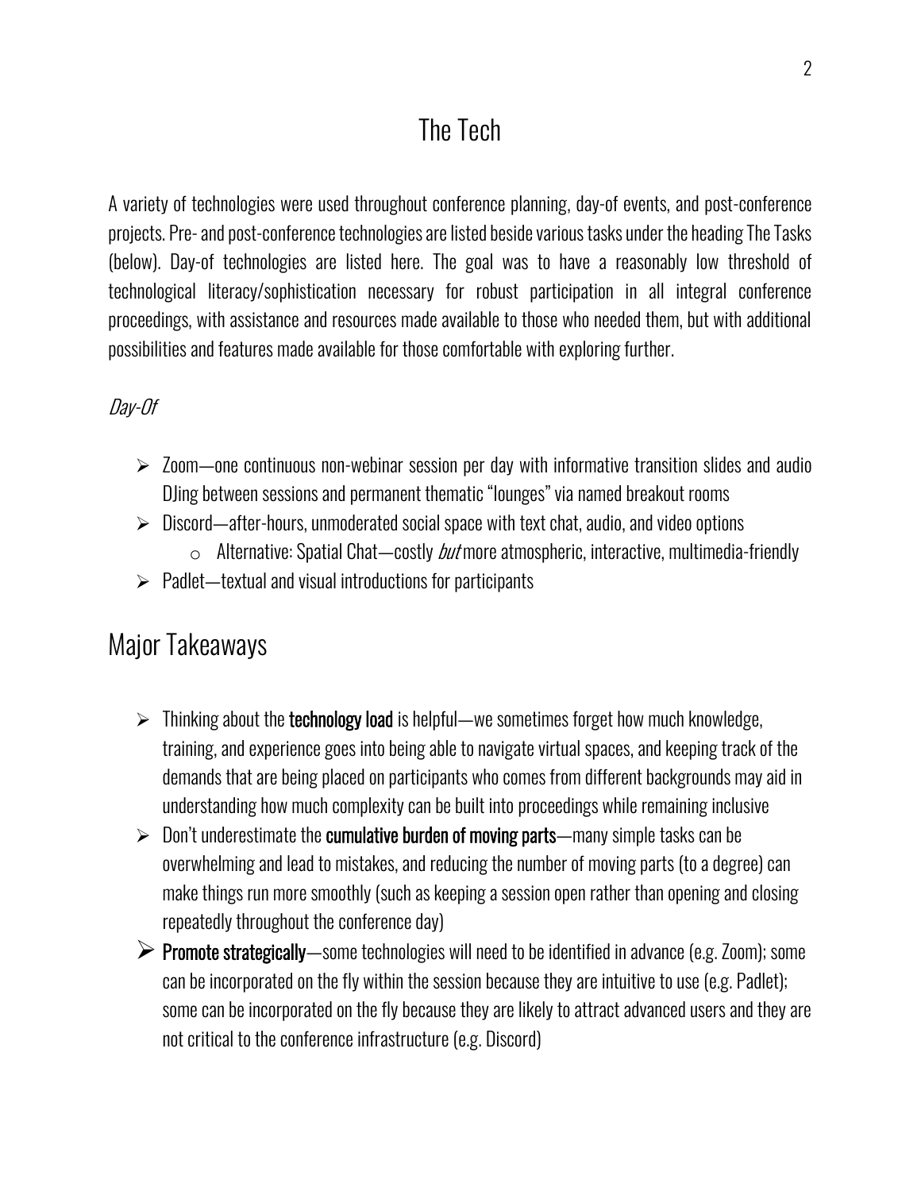# The Tech

A variety of technologies were used throughout conference planning, day-of events, and post-conference projects. Pre- and post-conference technologies are listed beside various tasks under the heading The Tasks (below). Day-of technologies are listed here. The goal was to have a reasonably low threshold of technological literacy/sophistication necessary for robust participation in all integral conference proceedings, with assistance and resources made available to those who needed them, but with additional possibilities and features made available for those comfortable with exploring further.

*Day-Of*

- Zoom—one continuous non-webinar session per day with informative transition slides and audio DJing between sessions and permanent thematic "lounges" via named breakout rooms
- Discord—after-hours, unmoderated social space with text chat, audio, and video options
  - Alternative: Spatial Chat—costly *but* more atmospheric, interactive, multimedia-friendly
- Padlet—textual and visual introductions for participants

## Major Takeaways

- Thinking about the **technology load** is helpful—we sometimes forget how much knowledge, training, and experience goes into being able to navigate virtual spaces, and keeping track of the demands that are being placed on participants who comes from different backgrounds may aid in understanding how much complexity can be built into proceedings while remaining inclusive
- Don't underestimate the **cumulative burden of moving parts**—many simple tasks can be overwhelming and lead to mistakes, and reducing the number of moving parts (to a degree) can make things run more smoothly (such as keeping a session open rather than opening and closing repeatedly throughout the conference day)
- **Promote strategically**—some technologies will need to be identified in advance (e.g. Zoom); some can be incorporated on the fly within the session because they are intuitive to use (e.g. Padlet); some can be incorporated on the fly because they are likely to attract advanced users and they are not critical to the conference infrastructure (e.g. Discord)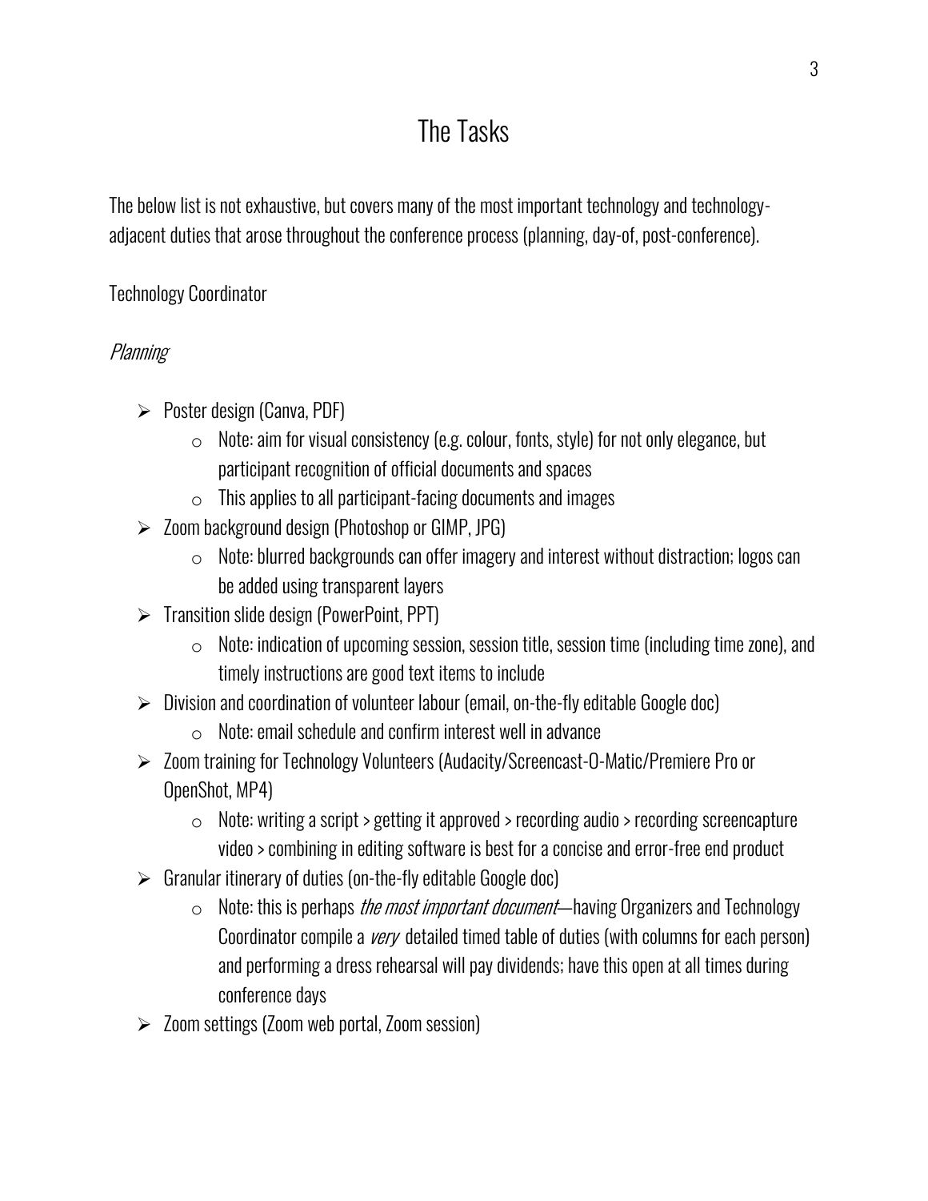# The Tasks

The below list is not exhaustive, but covers many of the most important technology and technology-adjacent duties that arose throughout the conference process (planning, day-of, post-conference).

## Technology Coordinator

### *Planning*

- Poster design (Canva, PDF)
  - Note: aim for visual consistency (e.g. colour, fonts, style) for not only elegance, but participant recognition of official documents and spaces
  - This applies to all participant-facing documents and images
- Zoom background design (Photoshop or GIMP, JPG)
  - Note: blurred backgrounds can offer imagery and interest without distraction; logos can be added using transparent layers
- Transition slide design (PowerPoint, PPT)
  - Note: indication of upcoming session, session title, session time (including time zone), and timely instructions are good text items to include
- Division and coordination of volunteer labour (email, on-the-fly editable Google doc)
  - Note: email schedule and confirm interest well in advance
- Zoom training for Technology Volunteers (Audacity/Screencast-O-Matic/Premiere Pro or OpenShot, MP4)
  - Note: writing a script > getting it approved > recording audio > recording screencapture video > combining in editing software is best for a concise and error-free end product
- Granular itinerary of duties (on-the-fly editable Google doc)
  - Note: this is perhaps *the most important document*—having Organizers and Technology Coordinator compile a *very* detailed timed table of duties (with columns for each person) and performing a dress rehearsal will pay dividends; have this open at all times during conference days
- Zoom settings (Zoom web portal, Zoom session)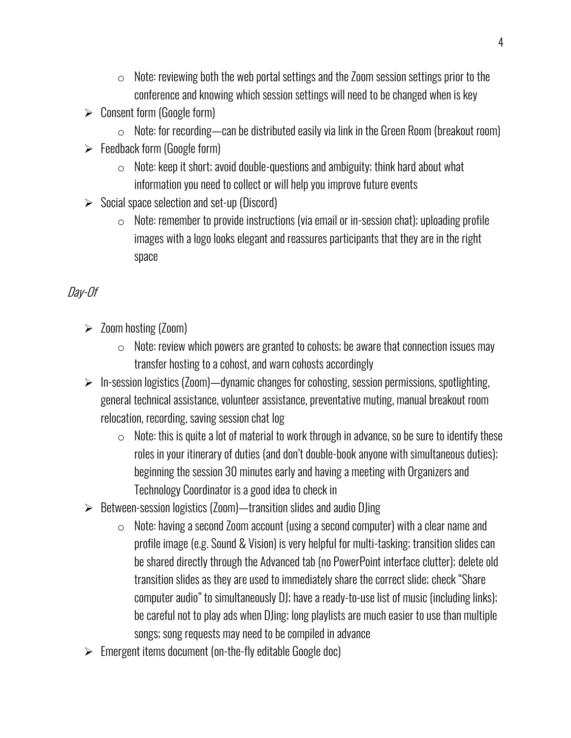- Note: reviewing both the web portal settings and the Zoom session settings prior to the conference and knowing which session settings will need to be changed when is key

- Consent form (Google form)
  - Note: for recording—can be distributed easily via link in the Green Room (breakout room)
- Feedback form (Google form)
  - Note: keep it short; avoid double-questions and ambiguity; think hard about what information you need to collect or will help you improve future events
- Social space selection and set-up (Discord)
  - Note: remember to provide instructions (via email or in-session chat); uploading profile images with a logo looks elegant and reassures participants that they are in the right space

*Day-Of*

- Zoom hosting (Zoom)
  - Note: review which powers are granted to cohosts; be aware that connection issues may transfer hosting to a cohost, and warn cohosts accordingly
- In-session logistics (Zoom)—dynamic changes for cohosting, session permissions, spotlighting, general technical assistance, volunteer assistance, preventative muting, manual breakout room relocation, recording, saving session chat log
  - Note: this is quite a lot of material to work through in advance, so be sure to identify these roles in your itinerary of duties (and don't double-book anyone with simultaneous duties); beginning the session 30 minutes early and having a meeting with Organizers and Technology Coordinator is a good idea to check in
- Between-session logistics (Zoom)—transition slides and audio DJing
  - Note: having a second Zoom account (using a second computer) with a clear name and profile image (e.g. Sound & Vision) is very helpful for multi-tasking; transition slides can be shared directly through the Advanced tab (no PowerPoint interface clutter); delete old transition slides as they are used to immediately share the correct slide; check "Share computer audio" to simultaneously DJ; have a ready-to-use list of music (including links); be careful not to play ads when DJing; long playlists are much easier to use than multiple songs; song requests may need to be compiled in advance
- Emergent items document (on-the-fly editable Google doc)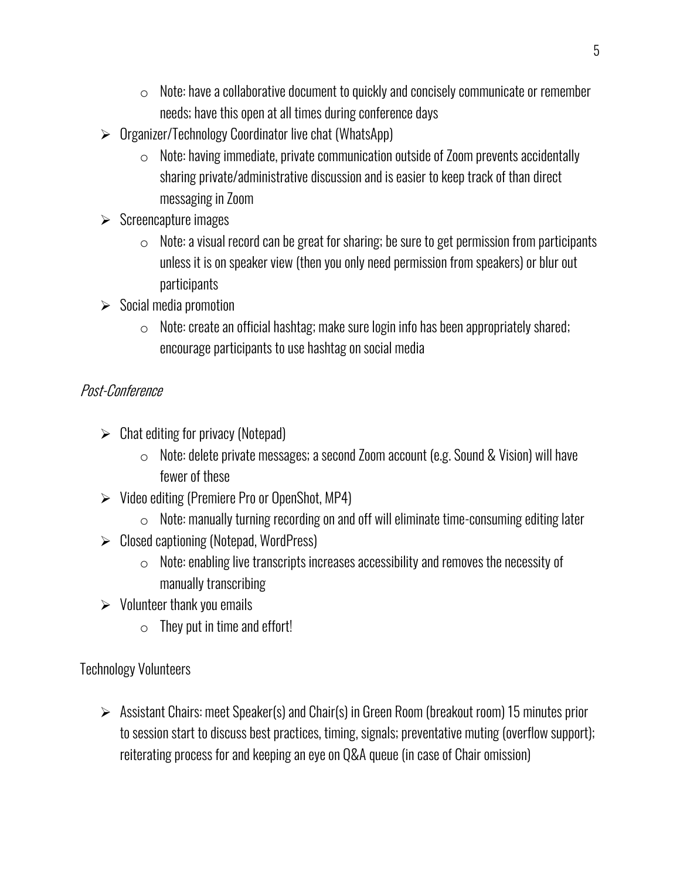- Note: have a collaborative document to quickly and concisely communicate or remember needs; have this open at all times during conference days

- Organizer/Technology Coordinator live chat (WhatsApp)
  - Note: having immediate, private communication outside of Zoom prevents accidentally sharing private/administrative discussion and is easier to keep track of than direct messaging in Zoom
- Screencapture images
  - Note: a visual record can be great for sharing; be sure to get permission from participants unless it is on speaker view (then you only need permission from speakers) or blur out participants
- Social media promotion
  - Note: create an official hashtag; make sure login info has been appropriately shared; encourage participants to use hashtag on social media

*Post-Conference*

- Chat editing for privacy (Notepad)
  - Note: delete private messages; a second Zoom account (e.g. Sound & Vision) will have fewer of these
- Video editing (Premiere Pro or OpenShot, MP4)
  - Note: manually turning recording on and off will eliminate time-consuming editing later
- Closed captioning (Notepad, WordPress)
  - Note: enabling live transcripts increases accessibility and removes the necessity of manually transcribing
- Volunteer thank you emails
  - They put in time and effort!

Technology Volunteers

- Assistant Chairs: meet Speaker(s) and Chair(s) in Green Room (breakout room) 15 minutes prior to session start to discuss best practices, timing, signals; preventative muting (overflow support); reiterating process for and keeping an eye on Q&A queue (in case of Chair omission)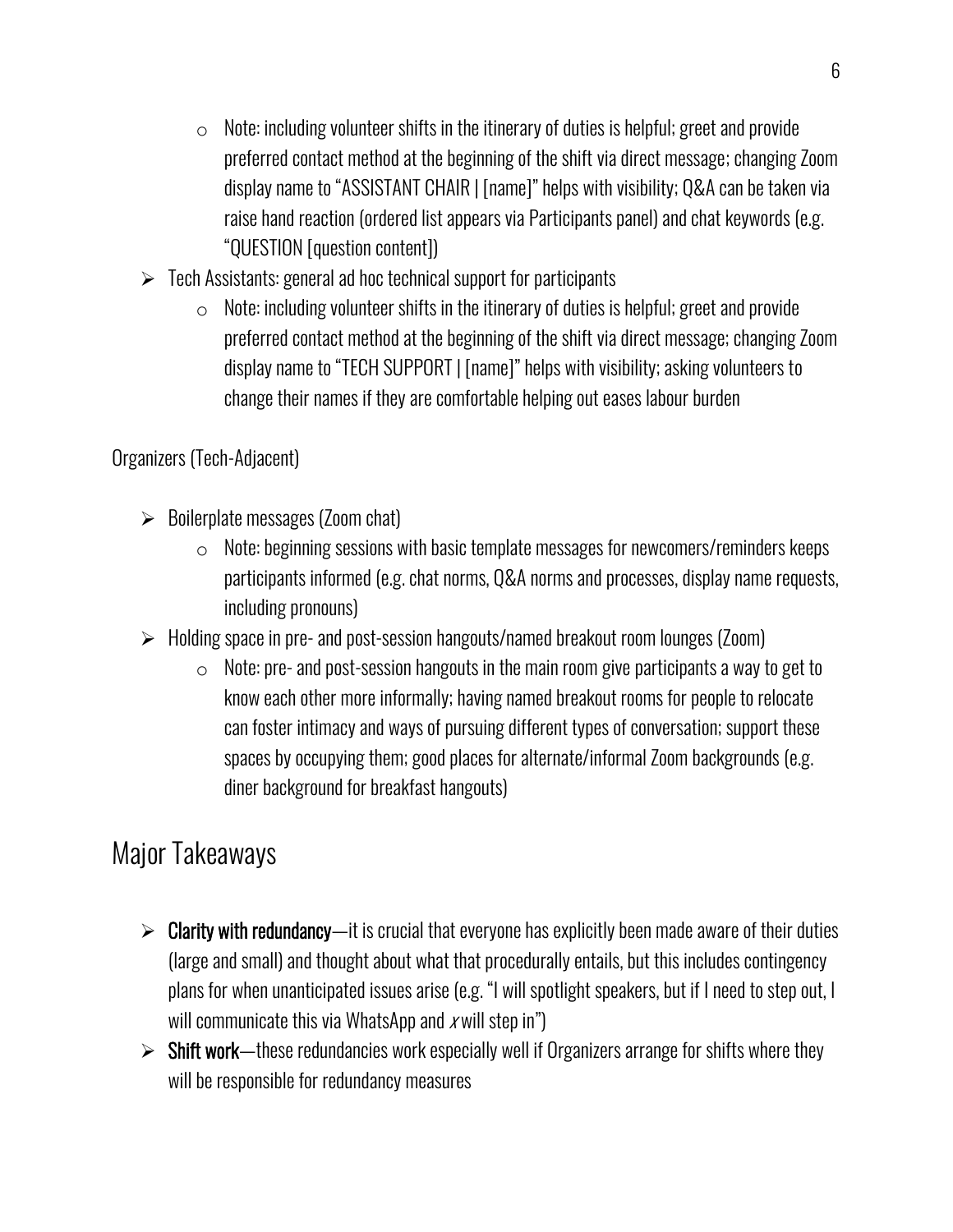- Note: including volunteer shifts in the itinerary of duties is helpful; greet and provide preferred contact method at the beginning of the shift via direct message; changing Zoom display name to "ASSISTANT CHAIR | [name]" helps with visibility; Q&A can be taken via raise hand reaction (ordered list appears via Participants panel) and chat keywords (e.g. "QUESTION [question content])
- Tech Assistants: general ad hoc technical support for participants
  - Note: including volunteer shifts in the itinerary of duties is helpful; greet and provide preferred contact method at the beginning of the shift via direct message; changing Zoom display name to "TECH SUPPORT | [name]" helps with visibility; asking volunteers to change their names if they are comfortable helping out eases labour burden

Organizers (Tech-Adjacent)

- Boilerplate messages (Zoom chat)
  - Note: beginning sessions with basic template messages for newcomers/reminders keeps participants informed (e.g. chat norms, Q&A norms and processes, display name requests, including pronouns)
- Holding space in pre- and post-session hangouts/named breakout room lounges (Zoom)
  - Note: pre- and post-session hangouts in the main room give participants a way to get to know each other more informally; having named breakout rooms for people to relocate can foster intimacy and ways of pursuing different types of conversation; support these spaces by occupying them; good places for alternate/informal Zoom backgrounds (e.g. diner background for breakfast hangouts)

## Major Takeaways

- **Clarity with redundancy**—it is crucial that everyone has explicitly been made aware of their duties (large and small) and thought about what that procedurally entails, but this includes contingency plans for when unanticipated issues arise (e.g. "I will spotlight speakers, but if I need to step out, I will communicate this via WhatsApp and *x* will step in")
- **Shift work**—these redundancies work especially well if Organizers arrange for shifts where they will be responsible for redundancy measures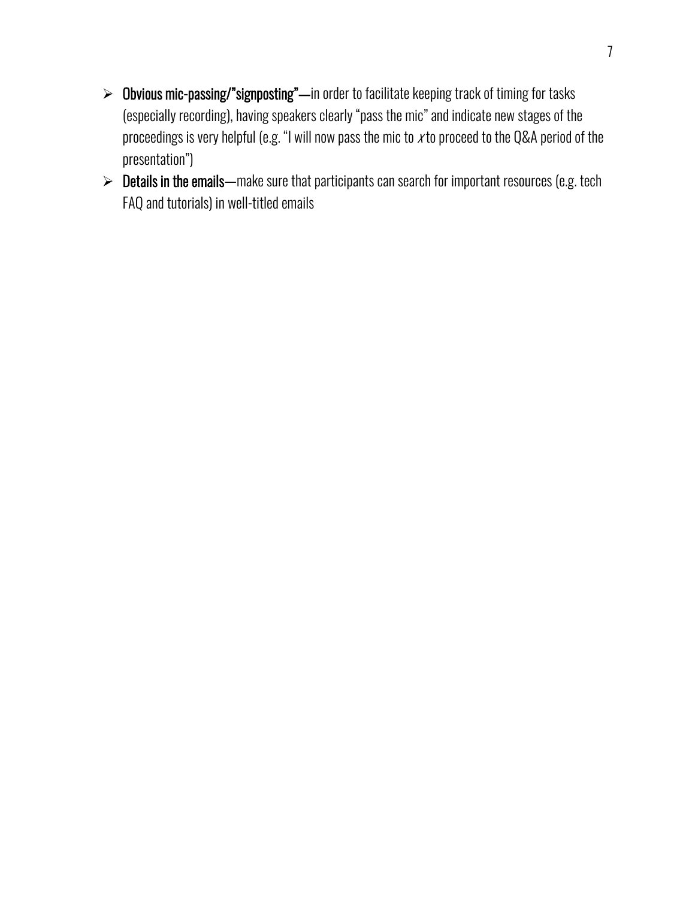- **Obvious mic-passing/"signposting"**—in order to facilitate keeping track of timing for tasks (especially recording), having speakers clearly "pass the mic" and indicate new stages of the proceedings is very helpful (e.g. "I will now pass the mic to *x* to proceed to the Q&A period of the presentation")
- **Details in the emails**—make sure that participants can search for important resources (e.g. tech FAQ and tutorials) in well-titled emails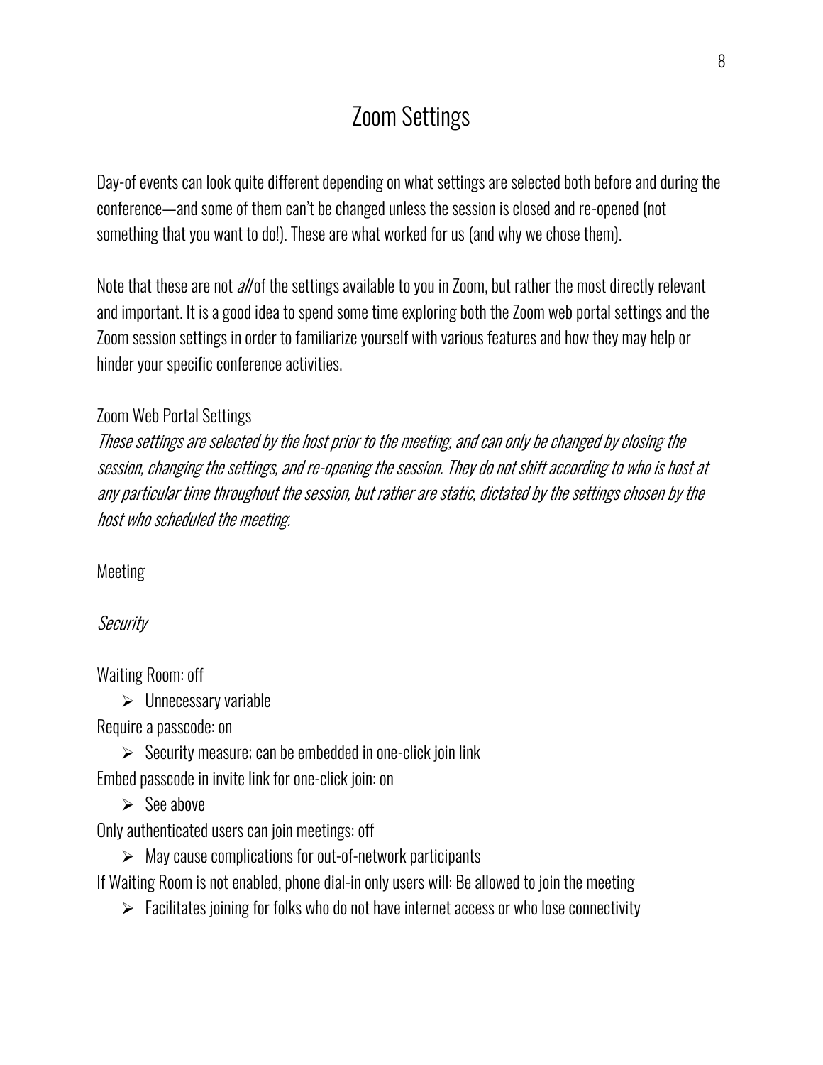# Zoom Settings

Day-of events can look quite different depending on what settings are selected both before and during the conference—and some of them can't be changed unless the session is closed and re-opened (not something that you want to do!). These are what worked for us (and why we chose them).

Note that these are not *all* of the settings available to you in Zoom, but rather the most directly relevant and important. It is a good idea to spend some time exploring both the Zoom web portal settings and the Zoom session settings in order to familiarize yourself with various features and how they may help or hinder your specific conference activities.

## Zoom Web Portal Settings

*These settings are selected by the host prior to the meeting, and can only be changed by closing the session, changing the settings, and re-opening the session. They do not shift according to who is host at any particular time throughout the session, but rather are static, dictated by the settings chosen by the host who scheduled the meeting.*

### Meeting

#### *Security*

Waiting Room: off

- Unnecessary variable

Require a passcode: on

- Security measure; can be embedded in one-click join link

Embed passcode in invite link for one-click join: on

- See above

Only authenticated users can join meetings: off

- May cause complications for out-of-network participants

If Waiting Room is not enabled, phone dial-in only users will: Be allowed to join the meeting

- Facilitates joining for folks who do not have internet access or who lose connectivity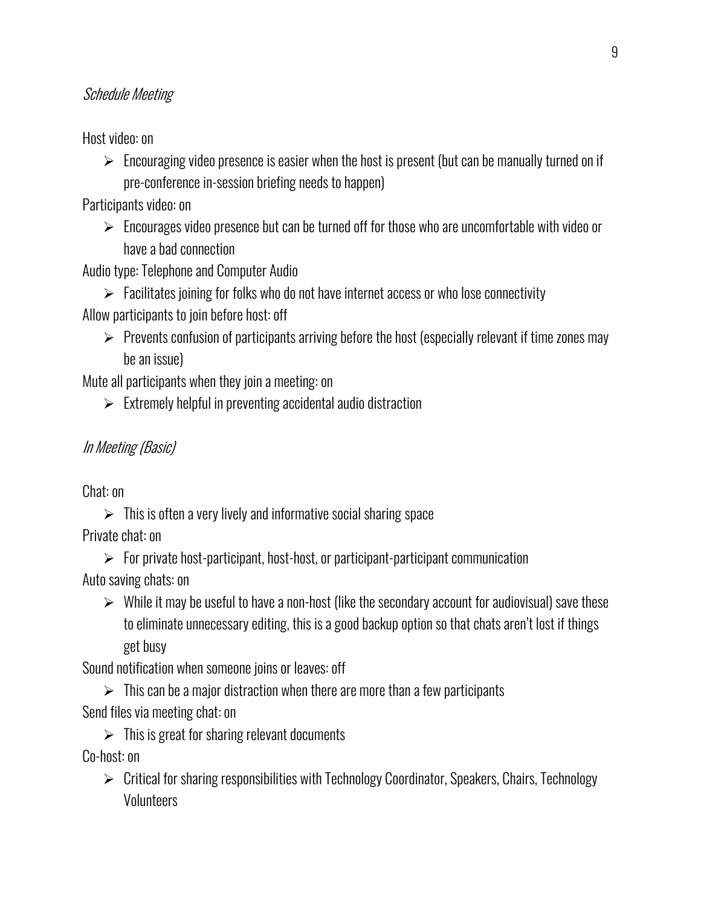*Schedule Meeting*

Host video: on

- Encouraging video presence is easier when the host is present (but can be manually turned on if pre-conference in-session briefing needs to happen)

Participants video: on

- Encourages video presence but can be turned off for those who are uncomfortable with video or have a bad connection

Audio type: Telephone and Computer Audio

- Facilitates joining for folks who do not have internet access or who lose connectivity

Allow participants to join before host: off

- Prevents confusion of participants arriving before the host (especially relevant if time zones may be an issue)

Mute all participants when they join a meeting: on

- Extremely helpful in preventing accidental audio distraction

*In Meeting (Basic)*

Chat: on

- This is often a very lively and informative social sharing space

Private chat: on

- For private host-participant, host-host, or participant-participant communication

Auto saving chats: on

- While it may be useful to have a non-host (like the secondary account for audiovisual) save these to eliminate unnecessary editing, this is a good backup option so that chats aren't lost if things get busy

Sound notification when someone joins or leaves: off

- This can be a major distraction when there are more than a few participants

Send files via meeting chat: on

- This is great for sharing relevant documents

Co-host: on

- Critical for sharing responsibilities with Technology Coordinator, Speakers, Chairs, Technology Volunteers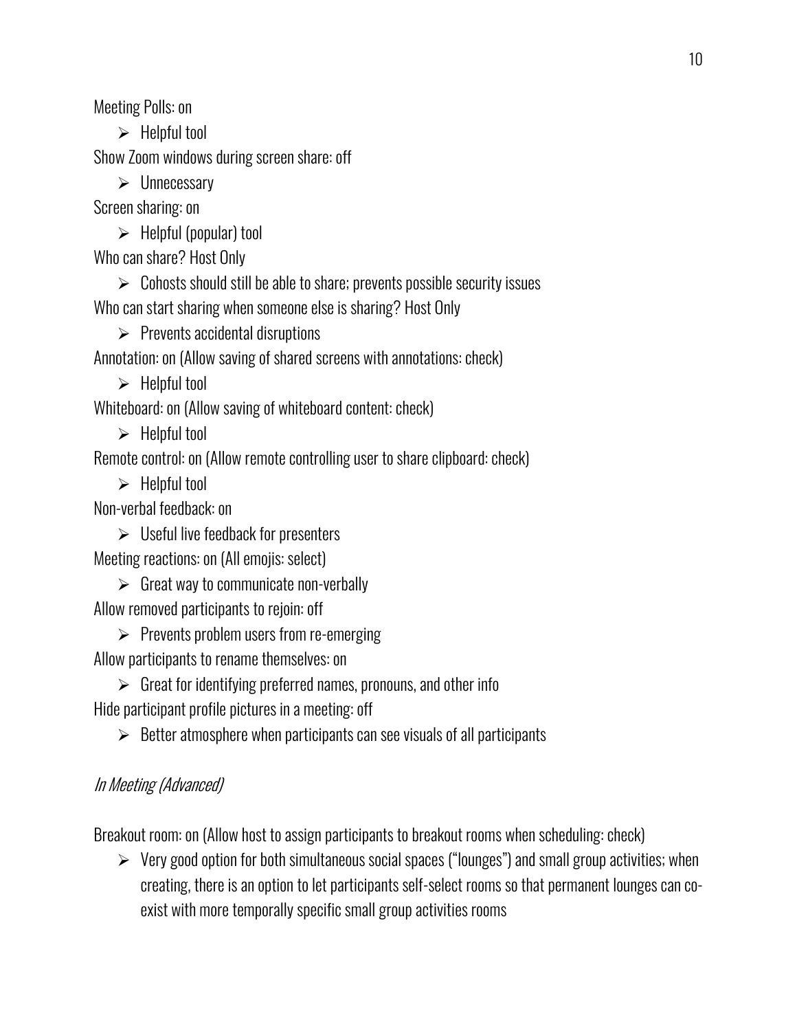Meeting Polls: on

- Helpful tool

Show Zoom windows during screen share: off

- Unnecessary

Screen sharing: on

- Helpful (popular) tool

Who can share? Host Only

- Cohosts should still be able to share; prevents possible security issues

Who can start sharing when someone else is sharing? Host Only

- Prevents accidental disruptions

Annotation: on (Allow saving of shared screens with annotations: check)

- Helpful tool

Whiteboard: on (Allow saving of whiteboard content: check)

- Helpful tool

Remote control: on (Allow remote controlling user to share clipboard: check)

- Helpful tool

Non-verbal feedback: on

- Useful live feedback for presenters

Meeting reactions: on (All emojis: select)

- Great way to communicate non-verbally

Allow removed participants to rejoin: off

- Prevents problem users from re-emerging

Allow participants to rename themselves: on

- Great for identifying preferred names, pronouns, and other info

Hide participant profile pictures in a meeting: off

- Better atmosphere when participants can see visuals of all participants

*In Meeting (Advanced)*

Breakout room: on (Allow host to assign participants to breakout rooms when scheduling: check)

- Very good option for both simultaneous social spaces ("lounges") and small group activities; when creating, there is an option to let participants self-select rooms so that permanent lounges can co-exist with more temporally specific small group activities rooms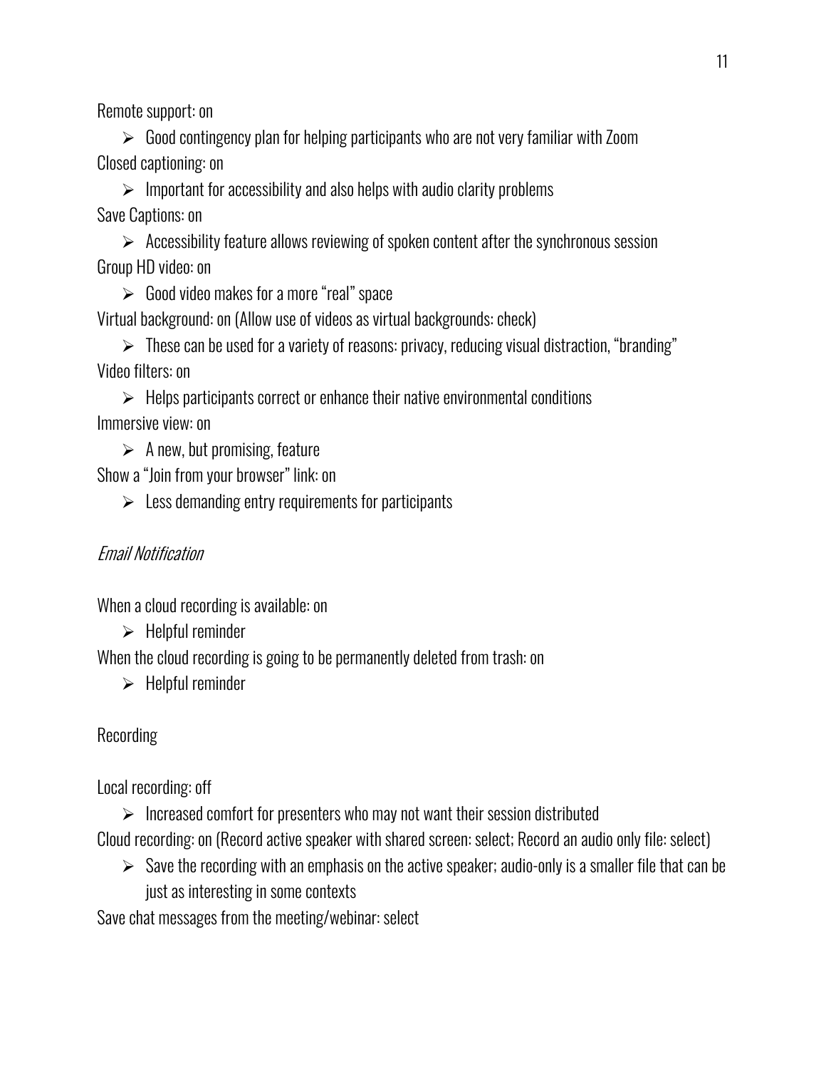Remote support: on

- Good contingency plan for helping participants who are not very familiar with Zoom

Closed captioning: on

- Important for accessibility and also helps with audio clarity problems

Save Captions: on

- Accessibility feature allows reviewing of spoken content after the synchronous session

Group HD video: on

- Good video makes for a more "real" space

Virtual background: on (Allow use of videos as virtual backgrounds: check)

- These can be used for a variety of reasons: privacy, reducing visual distraction, "branding"

Video filters: on

- Helps participants correct or enhance their native environmental conditions

Immersive view: on

- A new, but promising, feature

Show a "Join from your browser" link: on

- Less demanding entry requirements for participants

*Email Notification*

When a cloud recording is available: on

- Helpful reminder

When the cloud recording is going to be permanently deleted from trash: on

- Helpful reminder

Recording

Local recording: off

- Increased comfort for presenters who may not want their session distributed

Cloud recording: on (Record active speaker with shared screen: select; Record an audio only file: select)

- Save the recording with an emphasis on the active speaker; audio-only is a smaller file that can be just as interesting in some contexts

Save chat messages from the meeting/webinar: select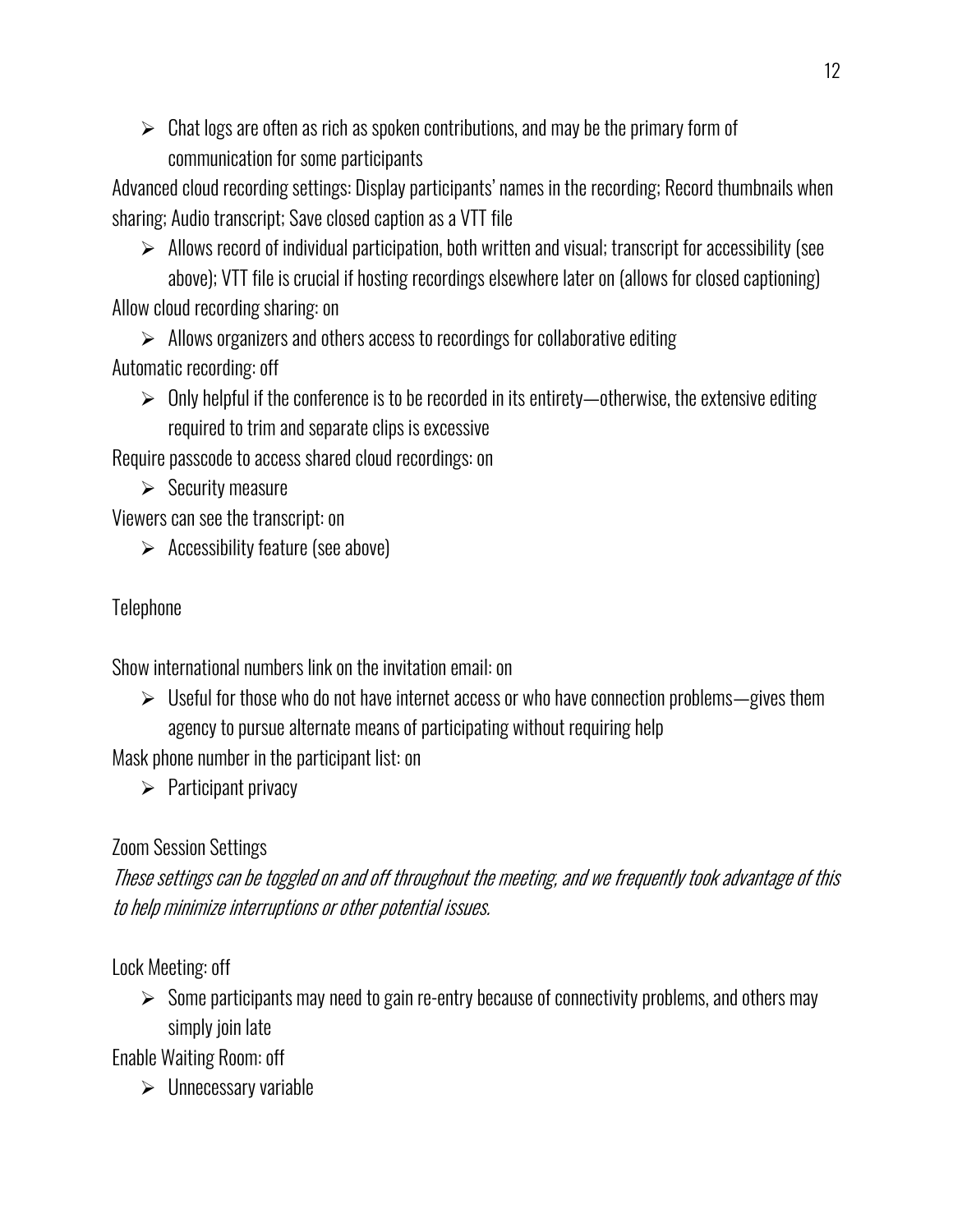- Chat logs are often as rich as spoken contributions, and may be the primary form of communication for some participants

Advanced cloud recording settings: Display participants' names in the recording; Record thumbnails when sharing; Audio transcript; Save closed caption as a VTT file

- Allows record of individual participation, both written and visual; transcript for accessibility (see above); VTT file is crucial if hosting recordings elsewhere later on (allows for closed captioning)

Allow cloud recording sharing: on

- Allows organizers and others access to recordings for collaborative editing

Automatic recording: off

- Only helpful if the conference is to be recorded in its entirety—otherwise, the extensive editing required to trim and separate clips is excessive

Require passcode to access shared cloud recordings: on

- Security measure

Viewers can see the transcript: on

- Accessibility feature (see above)

Telephone

Show international numbers link on the invitation email: on

- Useful for those who do not have internet access or who have connection problems—gives them agency to pursue alternate means of participating without requiring help

Mask phone number in the participant list: on

- Participant privacy

Zoom Session Settings

*These settings can be toggled on and off throughout the meeting, and we frequently took advantage of this to help minimize interruptions or other potential issues.*

Lock Meeting: off

- Some participants may need to gain re-entry because of connectivity problems, and others may simply join late

Enable Waiting Room: off

- Unnecessary variable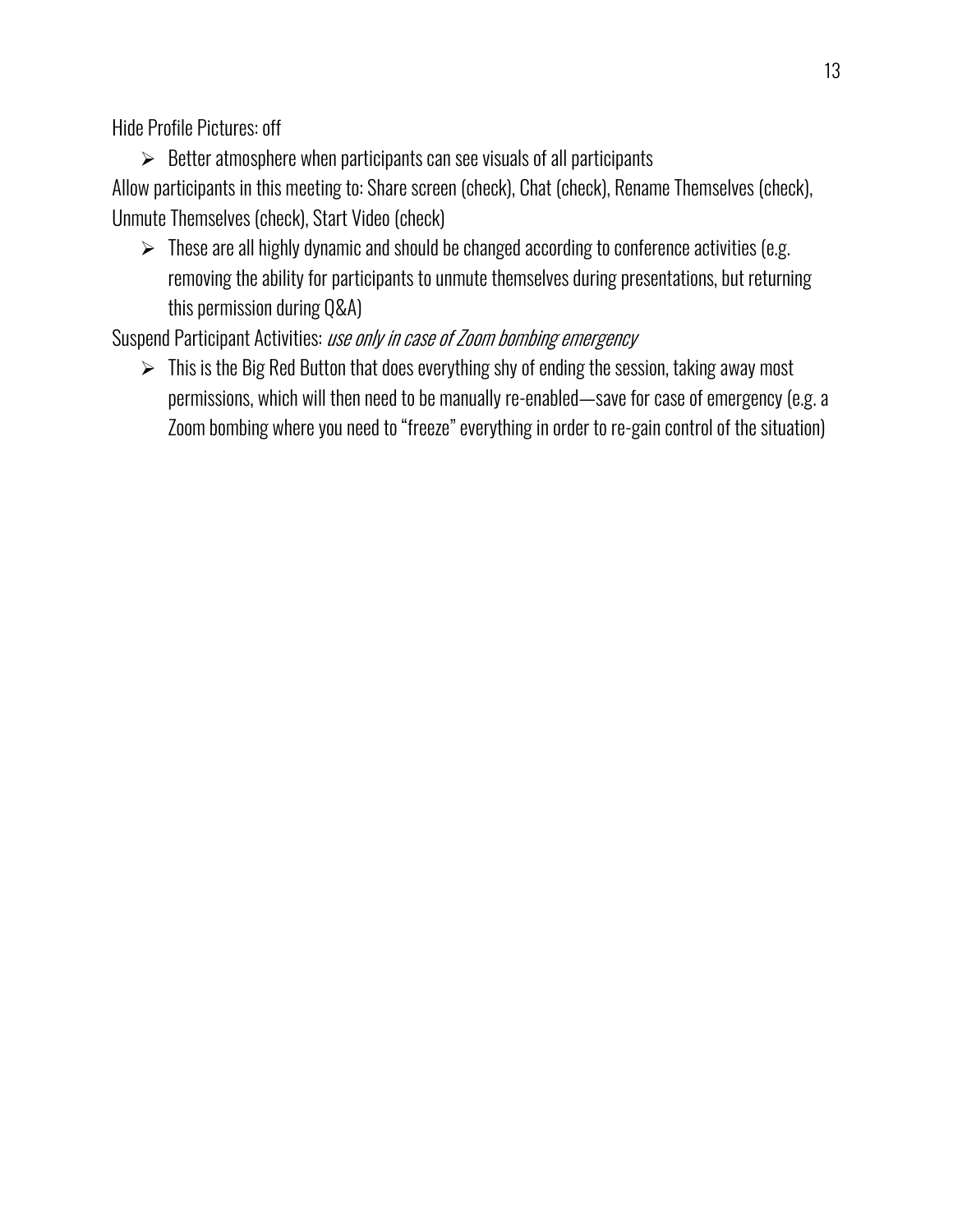Hide Profile Pictures: off

- Better atmosphere when participants can see visuals of all participants

Allow participants in this meeting to: Share screen (check), Chat (check), Rename Themselves (check), Unmute Themselves (check), Start Video (check)

- These are all highly dynamic and should be changed according to conference activities (e.g. removing the ability for participants to unmute themselves during presentations, but returning this permission during Q&A)

Suspend Participant Activities: *use only in case of Zoom bombing emergency*

- This is the Big Red Button that does everything shy of ending the session, taking away most permissions, which will then need to be manually re-enabled—save for case of emergency (e.g. a Zoom bombing where you need to "freeze" everything in order to re-gain control of the situation)